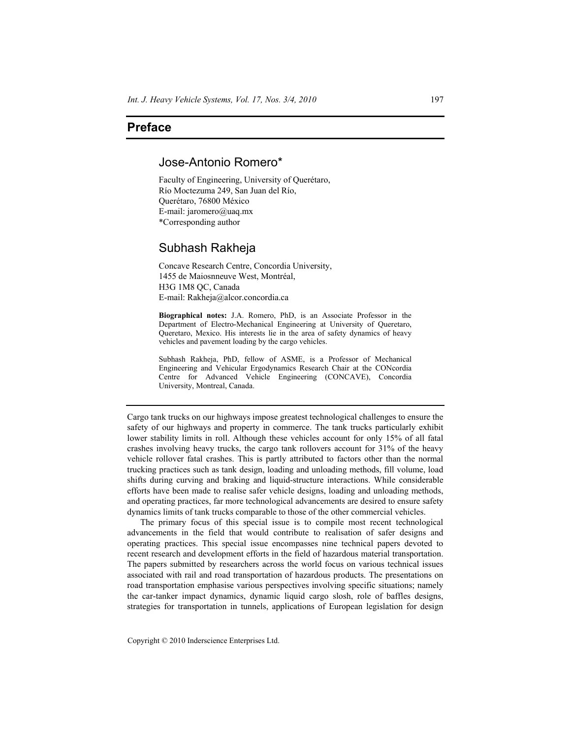# Preface

## Jose-Antonio Romero*

Faculty of Engineering, University of Querétaro,
Río Moctezuma 249, San Juan del Río,
Querétaro, 76800 México
E-mail: jaromero@uaq.mx
*Corresponding author

## Subhash Rakheja

Concave Research Centre, Concordia University,
1455 de Maiosnneuve West, Montréal,
H3G 1M8 QC, Canada
E-mail: Rakheja@alcor.concordia.ca

**Biographical notes:** J.A. Romero, PhD, is an Associate Professor in the Department of Electro-Mechanical Engineering at University of Queretaro, Queretaro, Mexico. His interests lie in the area of safety dynamics of heavy vehicles and pavement loading by the cargo vehicles.

Subhash Rakheja, PhD, fellow of ASME, is a Professor of Mechanical Engineering and Vehicular Ergodynamics Research Chair at the CONcordia Centre for Advanced Vehicle Engineering (CONCAVE), Concordia University, Montreal, Canada.

---

Cargo tank trucks on our highways impose greatest technological challenges to ensure the safety of our highways and property in commerce. The tank trucks particularly exhibit lower stability limits in roll. Although these vehicles account for only 15% of all fatal crashes involving heavy trucks, the cargo tank rollovers account for 31% of the heavy vehicle rollover fatal crashes. This is partly attributed to factors other than the normal trucking practices such as tank design, loading and unloading methods, fill volume, load shifts during curving and braking and liquid-structure interactions. While considerable efforts have been made to realise safer vehicle designs, loading and unloading methods, and operating practices, far more technological advancements are desired to ensure safety dynamics limits of tank trucks comparable to those of the other commercial vehicles.

The primary focus of this special issue is to compile most recent technological advancements in the field that would contribute to realisation of safer designs and operating practices. This special issue encompasses nine technical papers devoted to recent research and development efforts in the field of hazardous material transportation. The papers submitted by researchers across the world focus on various technical issues associated with rail and road transportation of hazardous products. The presentations on road transportation emphasise various perspectives involving specific situations; namely the car-tanker impact dynamics, dynamic liquid cargo slosh, role of baffles designs, strategies for transportation in tunnels, applications of European legislation for design

Copyright © 2010 Inderscience Enterprises Ltd.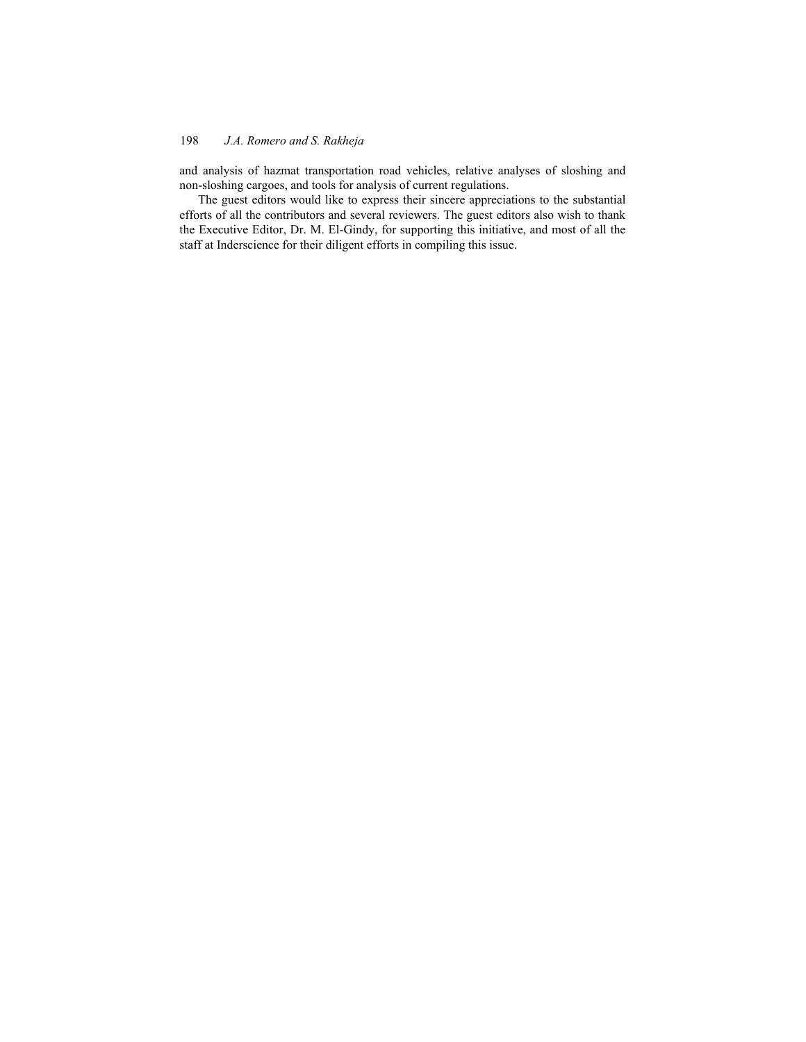and analysis of hazmat transportation road vehicles, relative analyses of sloshing and non-sloshing cargoes, and tools for analysis of current regulations.

The guest editors would like to express their sincere appreciations to the substantial efforts of all the contributors and several reviewers. The guest editors also wish to thank the Executive Editor, Dr. M. El-Gindy, for supporting this initiative, and most of all the staff at Inderscience for their diligent efforts in compiling this issue.